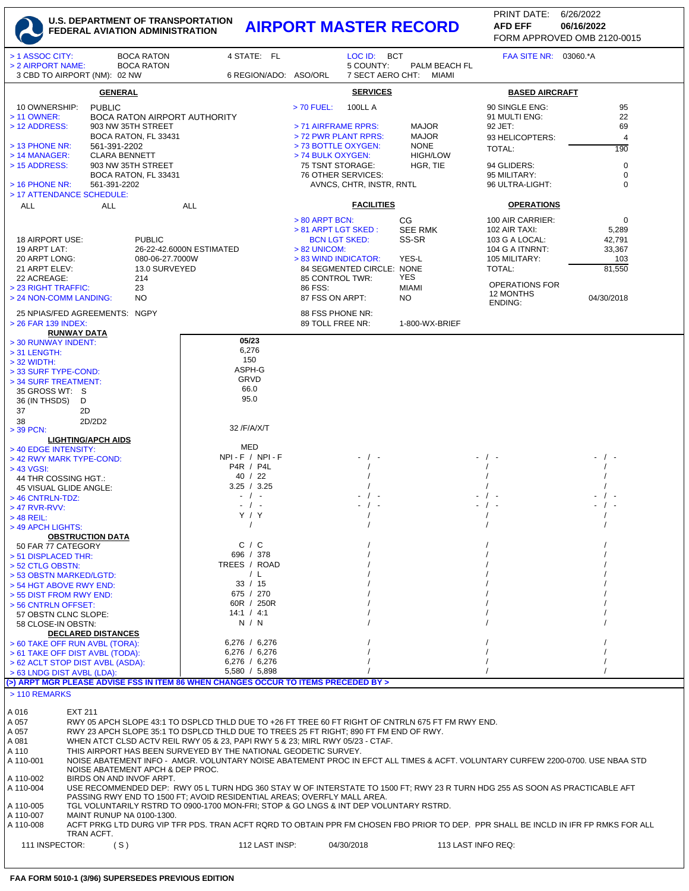**U.S. DEPARTMENT OF TRANSPORTATION**
**FEDERAL AVIATION ADMINISTRATION**

# AIRPORT MASTER RECORD

PRINT DATE: 6/26/2022
**AFD EFF** **06/16/2022**
FORM APPROVED OMB 2120-0015

| | | | | | |
|---|---|---|---|---|---|
| > 1 ASSOC CITY: | BOCA RATON | 4 STATE: FL | LOC ID: BCT | FAA SITE NR: 03060.*A | |
| > 2 AIRPORT NAME: | BOCA RATON | | 5 COUNTY: PALM BEACH FL | | |
| 3 CBD TO AIRPORT (NM): 02 NW | | 6 REGION/ADO: ASO/ORL | 7 SECT AERO CHT: MIAMI | | |

## GENERAL

| | |
|---|---|
| 10 OWNERSHIP: | PUBLIC |
| > 11 OWNER: | BOCA RATON AIRPORT AUTHORITY |
| > 12 ADDRESS: | 903 NW 35TH STREET<br>BOCA RATON, FL 33431 |
| > 13 PHONE NR: | 561-391-2202 |
| > 14 MANAGER: | CLARA BENNETT |
| > 15 ADDRESS: | 903 NW 35TH STREET<br>BOCA RATON, FL 33431 |
| > 16 PHONE NR: | 561-391-2202 |
| > 17 ATTENDANCE SCHEDULE: | ALL ALL ALL |
| 18 AIRPORT USE: | PUBLIC |
| 19 ARPT LAT: | 26-22-42.6000N ESTIMATED |
| 20 ARPT LONG: | 080-06-27.7000W |
| 21 ARPT ELEV: | 13.0 SURVEYED |
| 22 ACREAGE: | 214 |
| > 23 RIGHT TRAFFIC: | 23 |
| > 24 NON-COMM LANDING: | NO |
| 25 NPIAS/FED AGREEMENTS: | NGPY |
| > 26 FAR 139 INDEX: | |

## SERVICES

| | |
|---|---|
| > 70 FUEL: | 100LL A |
| > 71 AIRFRAME RPRS: | MAJOR |
| > 72 PWR PLANT RPRS: | MAJOR |
| > 73 BOTTLE OXYGEN: | NONE |
| > 74 BULK OXYGEN: | HIGH/LOW |
| 75 TSNT STORAGE: | HGR, TIE |
| 76 OTHER SERVICES: | AVNCS, CHTR, INSTR, RNTL |

## FACILITIES

| | |
|---|---|
| > 80 ARPT BCN: | CG |
| > 81 ARPT LGT SKED : | SEE RMK |
| BCN LGT SKED: | SS-SR |
| > 82 UNICOM: | |
| > 83 WIND INDICATOR: | YES-L |
| 84 SEGMENTED CIRCLE: | NONE |
| 85 CONTROL TWR: | YES |
| 86 FSS: | MIAMI |
| 87 FSS ON ARPT: | NO |
| 88 FSS PHONE NR: | |
| 89 TOLL FREE NR: | 1-800-WX-BRIEF |

## BASED AIRCRAFT

| | |
|---|---|
| 90 SINGLE ENG: | 95 |
| 91 MULTI ENG: | 22 |
| 92 JET: | 69 |
| 93 HELICOPTERS: | 4 |
| TOTAL: | 190 |
| 94 GLIDERS: | 0 |
| 95 MILITARY: | 0 |
| 96 ULTRA-LIGHT: | 0 |

## OPERATIONS

| | |
|---|---|
| 100 AIR CARRIER: | 0 |
| 102 AIR TAXI: | 5,289 |
| 103 G A LOCAL: | 42,791 |
| 104 G A ITNRNT: | 33,367 |
| 105 MILITARY: | 103 |
| TOTAL: | 81,550 |
| OPERATIONS FOR 12 MONTHS ENDING: | 04/30/2018 |

## RUNWAY DATA

| | | | | |
|---|---|---|---|---|
| > 30 RUNWAY INDENT: | 05/23 | | | |
| > 31 LENGTH: | 6,276 | | | |
| > 32 WIDTH: | 150 | | | |
| > 33 SURF TYPE-COND: | ASPH-G | | | |
| > 34 SURF TREATMENT: | GRVD | | | |
| 35 GROSS WT: S | 66.0 | | | |
| 36 (IN THSDS) D | 95.0 | | | |
| 37 2D | | | | |
| 38 2D/2D2 | | | | |
| > 39 PCN: | 32 /F/A/X/T | | | |
| **LIGHTING/APCH AIDS** | | | | |
| > 40 EDGE INTENSITY: | MED | | | |
| > 42 RWY MARK TYPE-COND: | NPI - F / NPI - F | - / - | - / - | - / - |
| > 43 VGSI: | P4R / P4L | / | / | / |
| 44 THR COSSING HGT.: | 40 / 22 | / | / | / |
| 45 VISUAL GLIDE ANGLE: | 3.25 / 3.25 | / | / | / |
| > 46 CNTRLN-TDZ: | - / - | - / - | - / - | - / - |
| > 47 RVR-RVV: | - / - | - / - | - / - | - / - |
| > 48 REIL: | Y / Y | / | / | / |
| > 49 APCH LIGHTS: | / | / | / | / |
| **OBSTRUCTION DATA** | | | | |
| 50 FAR 77 CATEGORY | C / C | / | / | / |
| > 51 DISPLACED THR: | 696 / 378 | / | / | / |
| > 52 CTLG OBSTN: | TREES / ROAD | / | / | / |
| > 53 OBSTN MARKED/LGTD: | / L | / | / | / |
| > 54 HGT ABOVE RWY END: | 33 / 15 | / | / | / |
| > 55 DIST FROM RWY END: | 675 / 270 | / | / | / |
| > 56 CNTRLN OFFSET: | 60R / 250R | / | / | / |
| 57 OBSTN CLNC SLOPE: | 14:1 / 4:1 | / | / | / |
| 58 CLOSE-IN OBSTN: | N / N | / | / | / |
| **DECLARED DISTANCES** | | | | |
| > 60 TAKE OFF RUN AVBL (TORA): | 6,276 / 6,276 | / | / | / |
| > 61 TAKE OFF DIST AVBL (TODA): | 6,276 / 6,276 | / | / | / |
| > 62 ACLT STOP DIST AVBL (ASDA): | 6,276 / 6,276 | / | / | / |
| > 63 LNDG DIST AVBL (LDA): | 5,580 / 5,898 | / | / | / |

**(>) ARPT MGR PLEASE ADVISE FSS IN ITEM 86 WHEN CHANGES OCCUR TO ITEMS PRECEDED BY >**

## > 110 REMARKS

| | |
|---|---|
| A 016 | EXT 211 |
| A 057 | RWY 05 APCH SLOPE 43:1 TO DSPLCD THLD DUE TO +26 FT TREE 60 FT RIGHT OF CNTRLN 675 FT FM RWY END. |
| A 057 | RWY 23 APCH SLOPE 35:1 TO DSPLCD THLD DUE TO TREES 25 FT RIGHT; 890 FT FM END OF RWY. |
| A 081 | WHEN ATCT CLSD ACTV REIL RWY 05 & 23, PAPI RWY 5 & 23; MIRL RWY 05/23 - CTAF. |
| A 110 | THIS AIRPORT HAS BEEN SURVEYED BY THE NATIONAL GEODETIC SURVEY. |
| A 110-001 | NOISE ABATEMENT INFO - AMGR. VOLUNTARY NOISE ABATEMENT PROC IN EFCT ALL TIMES & ACFT. VOLUNTARY CURFEW 2200-0700. USE NBAA STD NOISE ABATEMENT APCH & DEP PROC. |
| A 110-002 | BIRDS ON AND INVOF ARPT. |
| A 110-004 | USE RECOMMENDED DEP: RWY 05 L TURN HDG 360 STAY W OF INTERSTATE TO 1500 FT; RWY 23 R TURN HDG 255 AS SOON AS PRACTICABLE AFT PASSING RWY END TO 1500 FT; AVOID RESIDENTIAL AREAS; OVERFLY MALL AREA. |
| A 110-005 | TGL VOLUNTARILY RSTRD TO 0900-1700 MON-FRI; STOP & GO LNGS & INT DEP VOLUNTARY RSTRD. |
| A 110-007 | MAINT RUNUP NA 0100-1300. |
| A 110-008 | ACFT PRKG LTD DURG VIP TFR PDS. TRAN ACFT RQRD TO OBTAIN PPR FM CHOSEN FBO PRIOR TO DEP. PPR SHALL BE INCLD IN IFR FP RMKS FOR ALL TRAN ACFT. |

111 INSPECTOR: ( S ) 112 LAST INSP: 04/30/2018 113 LAST INFO REQ:

FAA FORM 5010-1 (3/96) SUPERSEDES PREVIOUS EDITION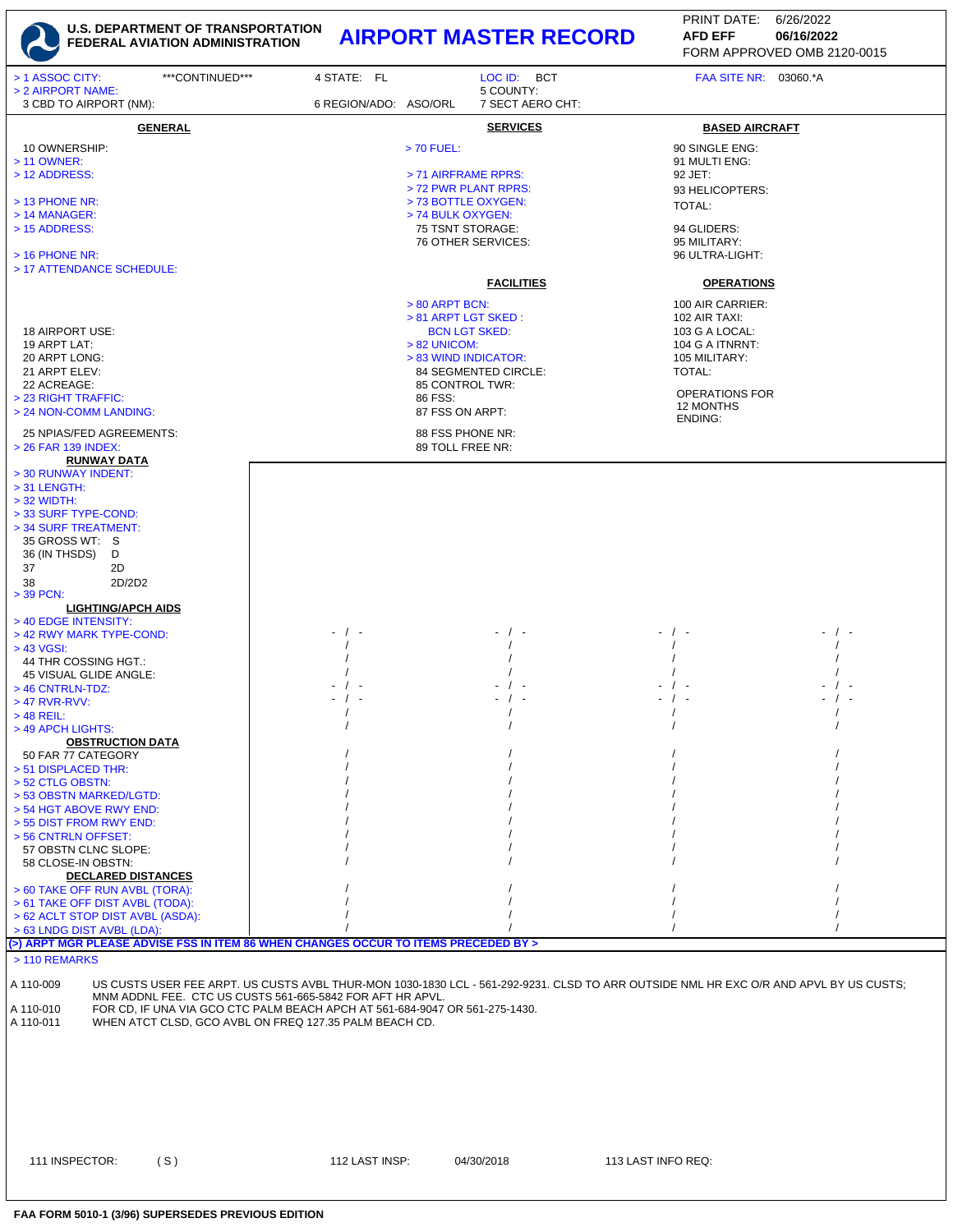**U.S. DEPARTMENT OF TRANSPORTATION**
**FEDERAL AVIATION ADMINISTRATION**

# AIRPORT MASTER RECORD

PRINT DATE: 6/26/2022
**AFD EFF 06/16/2022**
FORM APPROVED OMB 2120-0015

| | | | |
|---|---|---|---|
| > 1 ASSOC CITY: ***CONTINUED*** | 4 STATE: FL | LOC ID: BCT | FAA SITE NR: 03060.*A |
| > 2 AIRPORT NAME: | | 5 COUNTY: | |
| 3 CBD TO AIRPORT (NM): | 6 REGION/ADO: ASO/ORL | 7 SECT AERO CHT: | |

| **GENERAL** | **SERVICES** | **BASED AIRCRAFT** |
|---|---|---|
| 10 OWNERSHIP: | > 70 FUEL: | 90 SINGLE ENG: |
| > 11 OWNER: | | 91 MULTI ENG: |
| > 12 ADDRESS: | > 71 AIRFRAME RPRS: | 92 JET: |
| | > 72 PWR PLANT RPRS: | 93 HELICOPTERS: |
| > 13 PHONE NR: | > 73 BOTTLE OXYGEN: | TOTAL: |
| > 14 MANAGER: | > 74 BULK OXYGEN: | |
| > 15 ADDRESS: | 75 TSNT STORAGE: | 94 GLIDERS: |
| | 76 OTHER SERVICES: | 95 MILITARY: |
| > 16 PHONE NR: | | 96 ULTRA-LIGHT: |
| > 17 ATTENDANCE SCHEDULE: | | |

| | **FACILITIES** | **OPERATIONS** |
|---|---|---|
| | > 80 ARPT BCN: | 100 AIR CARRIER: |
| | > 81 ARPT LGT SKED : | 102 AIR TAXI: |
| 18 AIRPORT USE: | BCN LGT SKED: | 103 G A LOCAL: |
| 19 ARPT LAT: | > 82 UNICOM: | 104 G A ITNRNT: |
| 20 ARPT LONG: | > 83 WIND INDICATOR: | 105 MILITARY: |
| 21 ARPT ELEV: | 84 SEGMENTED CIRCLE: | TOTAL: |
| 22 ACREAGE: | 85 CONTROL TWR: | |
| > 23 RIGHT TRAFFIC: | 86 FSS: | OPERATIONS FOR 12 MONTHS ENDING: |
| > 24 NON-COMM LANDING: | 87 FSS ON ARPT: | |
| 25 NPIAS/FED AGREEMENTS: | 88 FSS PHONE NR: | |
| > 26 FAR 139 INDEX: | 89 TOLL FREE NR: | |

| | | | | |
|---|---|---|---|---|
| **RUNWAY DATA** | | | | |
| > 30 RUNWAY INDENT: | | | | |
| > 31 LENGTH: | | | | |
| > 32 WIDTH: | | | | |
| > 33 SURF TYPE-COND: | | | | |
| > 34 SURF TREATMENT: | | | | |
| 35 GROSS WT: S | | | | |
| 36 (IN THSDS) D | | | | |
| 37 2D | | | | |
| 38 2D/2D2 | | | | |
| > 39 PCN: | | | | |
| **LIGHTING/APCH AIDS** | | | | |
| > 40 EDGE INTENSITY: | | | | |
| > 42 RWY MARK TYPE-COND: | - / - | - / - | - / - | - / - |
| > 43 VGSI: | / | / | / | / |
| 44 THR COSSING HGT.: | / | / | / | / |
| 45 VISUAL GLIDE ANGLE: | / | / | / | / |
| > 46 CNTRLN-TDZ: | - / - | - / - | - / - | - / - |
| > 47 RVR-RVV: | - / - | - / - | - / - | - / - |
| > 48 REIL: | / | / | / | / |
| > 49 APCH LIGHTS: | / | / | / | / |
| **OBSTRUCTION DATA** | | | | |
| 50 FAR 77 CATEGORY | / | / | / | / |
| > 51 DISPLACED THR: | / | / | / | / |
| > 52 CTLG OBSTN: | / | / | / | / |
| > 53 OBSTN MARKED/LGTD: | / | / | / | / |
| > 54 HGT ABOVE RWY END: | / | / | / | / |
| > 55 DIST FROM RWY END: | / | / | / | / |
| > 56 CNTRLN OFFSET: | / | / | / | / |
| 57 OBSTN CLNC SLOPE: | / | / | / | / |
| 58 CLOSE-IN OBSTN: | / | / | / | / |
| **DECLARED DISTANCES** | | | | |
| > 60 TAKE OFF RUN AVBL (TORA): | / | / | / | / |
| > 61 TAKE OFF DIST AVBL (TODA): | / | / | / | / |
| > 62 ACLT STOP DIST AVBL (ASDA): | / | / | / | / |
| > 63 LNDG DIST AVBL (LDA): | / | / | / | / |

**(>) ARPT MGR PLEASE ADVISE FSS IN ITEM 86 WHEN CHANGES OCCUR TO ITEMS PRECEDED BY >**

> 110 REMARKS

| | |
|---|---|
| A 110-009 | US CUSTS USER FEE ARPT. US CUSTS AVBL THUR-MON 1030-1830 LCL - 561-292-9231. CLSD TO ARR OUTSIDE NML HR EXC O/R AND APVL BY US CUSTS; MNM ADDNL FEE. CTC US CUSTS 561-665-5842 FOR AFT HR APVL. |
| A 110-010 | FOR CD, IF UNA VIA GCO CTC PALM BEACH APCH AT 561-684-9047 OR 561-275-1430. |
| A 110-011 | WHEN ATCT CLSD, GCO AVBL ON FREQ 127.35 PALM BEACH CD. |

111 INSPECTOR: (S) 112 LAST INSP: 04/30/2018 113 LAST INFO REQ:

FAA FORM 5010-1 (3/96) SUPERSEDES PREVIOUS EDITION